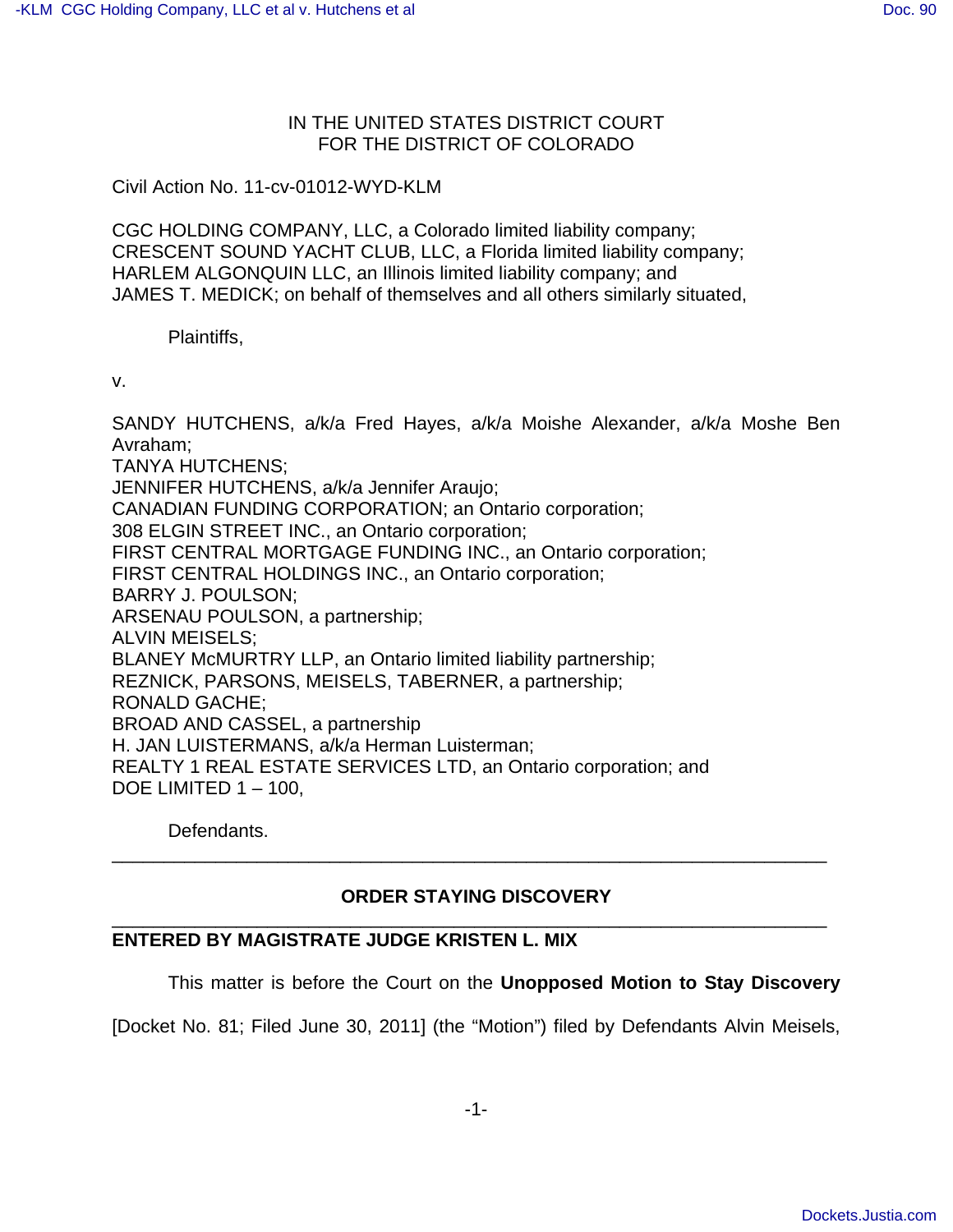IN THE UNITED STATES DISTRICT COURT
FOR THE DISTRICT OF COLORADO

Civil Action No. 11-cv-01012-WYD-KLM

CGC HOLDING COMPANY, LLC, a Colorado limited liability company;
CRESCENT SOUND YACHT CLUB, LLC, a Florida limited liability company;
HARLEM ALGONQUIN LLC, an Illinois limited liability company; and
JAMES T. MEDICK; on behalf of themselves and all others similarly situated,

Plaintiffs,

v.

SANDY HUTCHENS, a/k/a Fred Hayes, a/k/a Moishe Alexander, a/k/a Moshe Ben Avraham;
TANYA HUTCHENS;
JENNIFER HUTCHENS, a/k/a Jennifer Araujo;
CANADIAN FUNDING CORPORATION; an Ontario corporation;
308 ELGIN STREET INC., an Ontario corporation;
FIRST CENTRAL MORTGAGE FUNDING INC., an Ontario corporation;
FIRST CENTRAL HOLDINGS INC., an Ontario corporation;
BARRY J. POULSON;
ARSENAU POULSON, a partnership;
ALVIN MEISELS;
BLANEY McMURTRY LLP, an Ontario limited liability partnership;
REZNICK, PARSONS, MEISELS, TABERNER, a partnership;
RONALD GACHE;
BROAD AND CASSEL, a partnership
H. JAN LUISTERMANS, a/k/a Herman Luisterman;
REALTY 1 REAL ESTATE SERVICES LTD, an Ontario corporation; and
DOE LIMITED 1 – 100,

Defendants.

---

**ORDER STAYING DISCOVERY**

---

**ENTERED BY MAGISTRATE JUDGE KRISTEN L. MIX**

This matter is before the Court on the **Unopposed Motion to Stay Discovery** [Docket No. 81; Filed June 30, 2011] (the "Motion") filed by Defendants Alvin Meisels,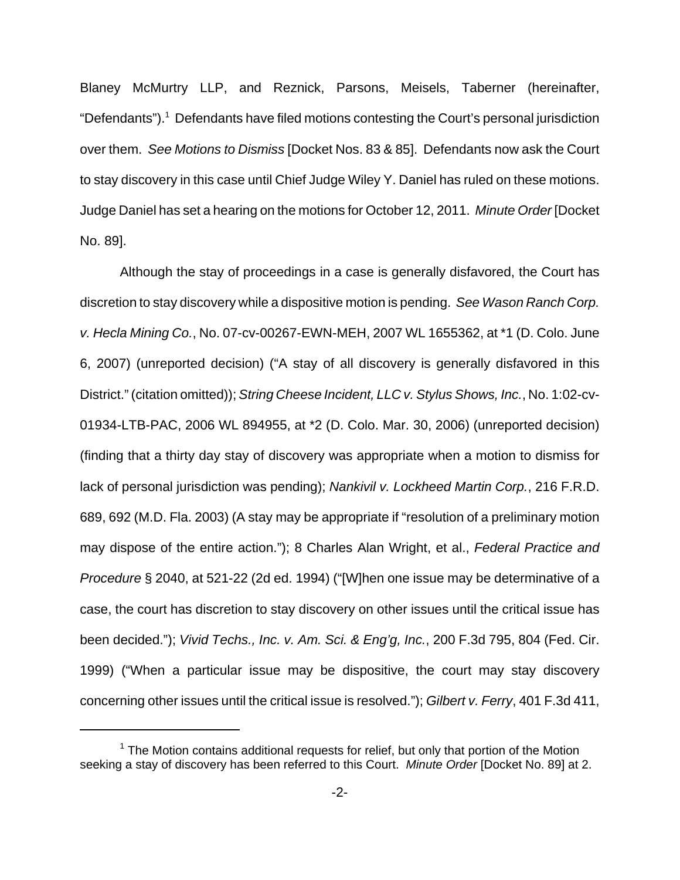Blaney McMurtry LLP, and Reznick, Parsons, Meisels, Taberner (hereinafter, "Defendants").[1] Defendants have filed motions contesting the Court's personal jurisdiction over them. *See Motions to Dismiss* [Docket Nos. 83 & 85]. Defendants now ask the Court to stay discovery in this case until Chief Judge Wiley Y. Daniel has ruled on these motions. Judge Daniel has set a hearing on the motions for October 12, 2011. *Minute Order* [Docket No. 89].

Although the stay of proceedings in a case is generally disfavored, the Court has discretion to stay discovery while a dispositive motion is pending. *See Wason Ranch Corp. v. Hecla Mining Co.*, No. 07-cv-00267-EWN-MEH, 2007 WL 1655362, at *1 (D. Colo. June 6, 2007) (unreported decision) ("A stay of all discovery is generally disfavored in this District." (citation omitted)); *String Cheese Incident, LLC v. Stylus Shows, Inc.*, No. 1:02-cv-01934-LTB-PAC, 2006 WL 894955, at *2 (D. Colo. Mar. 30, 2006) (unreported decision) (finding that a thirty day stay of discovery was appropriate when a motion to dismiss for lack of personal jurisdiction was pending); *Nankivil v. Lockheed Martin Corp.*, 216 F.R.D. 689, 692 (M.D. Fla. 2003) (A stay may be appropriate if "resolution of a preliminary motion may dispose of the entire action."); 8 Charles Alan Wright, et al., *Federal Practice and Procedure* § 2040, at 521-22 (2d ed. 1994) ("[W]hen one issue may be determinative of a case, the court has discretion to stay discovery on other issues until the critical issue has been decided."); *Vivid Techs., Inc. v. Am. Sci. & Eng'g, Inc.*, 200 F.3d 795, 804 (Fed. Cir. 1999) ("When a particular issue may be dispositive, the court may stay discovery concerning other issues until the critical issue is resolved."); *Gilbert v. Ferry*, 401 F.3d 411,

[1] The Motion contains additional requests for relief, but only that portion of the Motion seeking a stay of discovery has been referred to this Court. *Minute Order* [Docket No. 89] at 2.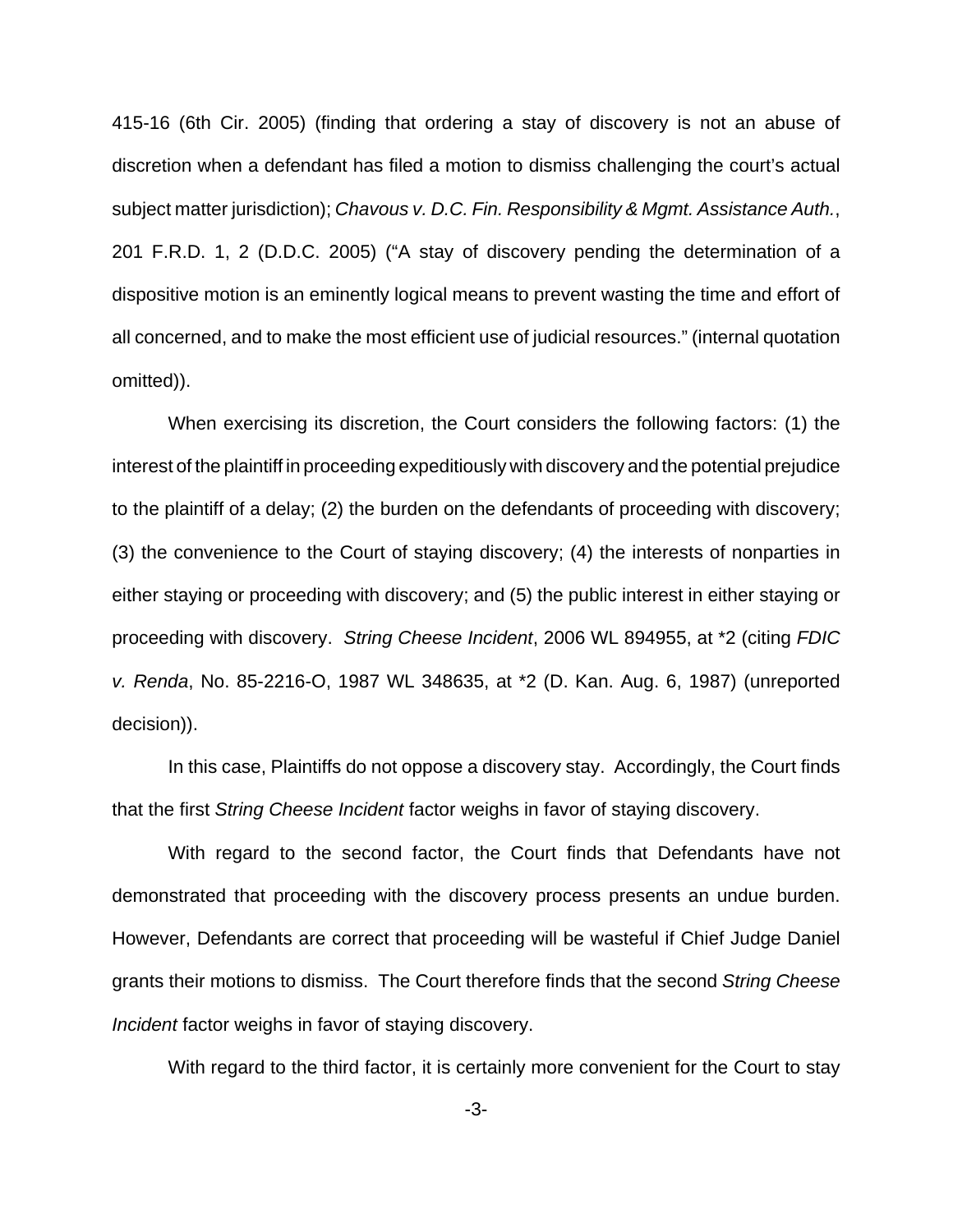415-16 (6th Cir. 2005) (finding that ordering a stay of discovery is not an abuse of discretion when a defendant has filed a motion to dismiss challenging the court's actual subject matter jurisdiction); *Chavous v. D.C. Fin. Responsibility & Mgmt. Assistance Auth.*, 201 F.R.D. 1, 2 (D.D.C. 2005) ("A stay of discovery pending the determination of a dispositive motion is an eminently logical means to prevent wasting the time and effort of all concerned, and to make the most efficient use of judicial resources." (internal quotation omitted)).

When exercising its discretion, the Court considers the following factors: (1) the interest of the plaintiff in proceeding expeditiously with discovery and the potential prejudice to the plaintiff of a delay; (2) the burden on the defendants of proceeding with discovery; (3) the convenience to the Court of staying discovery; (4) the interests of nonparties in either staying or proceeding with discovery; and (5) the public interest in either staying or proceeding with discovery. *String Cheese Incident*, 2006 WL 894955, at *2 (citing *FDIC v. Renda*, No. 85-2216-O, 1987 WL 348635, at *2 (D. Kan. Aug. 6, 1987) (unreported decision)).

In this case, Plaintiffs do not oppose a discovery stay. Accordingly, the Court finds that the first *String Cheese Incident* factor weighs in favor of staying discovery.

With regard to the second factor, the Court finds that Defendants have not demonstrated that proceeding with the discovery process presents an undue burden. However, Defendants are correct that proceeding will be wasteful if Chief Judge Daniel grants their motions to dismiss. The Court therefore finds that the second *String Cheese Incident* factor weighs in favor of staying discovery.

With regard to the third factor, it is certainly more convenient for the Court to stay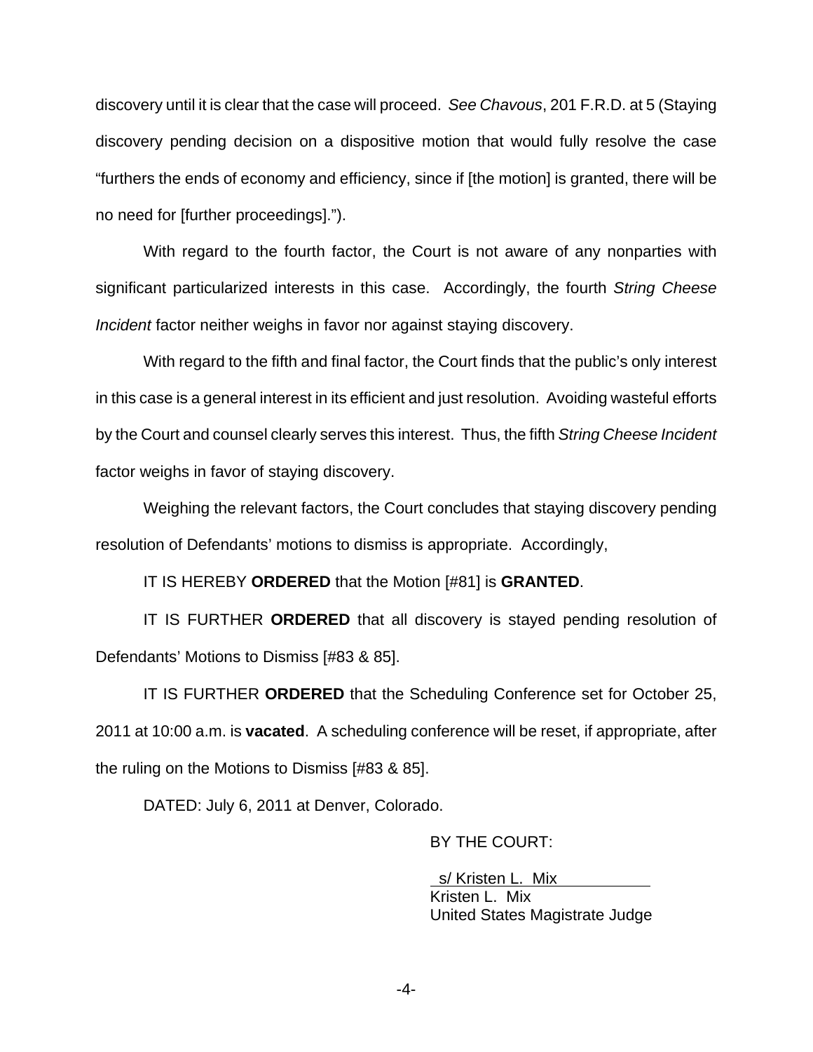discovery until it is clear that the case will proceed. *See Chavous*, 201 F.R.D. at 5 (Staying discovery pending decision on a dispositive motion that would fully resolve the case "furthers the ends of economy and efficiency, since if [the motion] is granted, there will be no need for [further proceedings].").

With regard to the fourth factor, the Court is not aware of any nonparties with significant particularized interests in this case. Accordingly, the fourth *String Cheese Incident* factor neither weighs in favor nor against staying discovery.

With regard to the fifth and final factor, the Court finds that the public's only interest in this case is a general interest in its efficient and just resolution. Avoiding wasteful efforts by the Court and counsel clearly serves this interest. Thus, the fifth *String Cheese Incident* factor weighs in favor of staying discovery.

Weighing the relevant factors, the Court concludes that staying discovery pending resolution of Defendants' motions to dismiss is appropriate. Accordingly,

IT IS HEREBY **ORDERED** that the Motion [#81] is **GRANTED**.

IT IS FURTHER **ORDERED** that all discovery is stayed pending resolution of Defendants' Motions to Dismiss [#83 & 85].

IT IS FURTHER **ORDERED** that the Scheduling Conference set for October 25, 2011 at 10:00 a.m. is **vacated**. A scheduling conference will be reset, if appropriate, after the ruling on the Motions to Dismiss [#83 & 85].

DATED: July 6, 2011 at Denver, Colorado.

BY THE COURT:

s/ Kristen L. Mix
Kristen L. Mix
United States Magistrate Judge